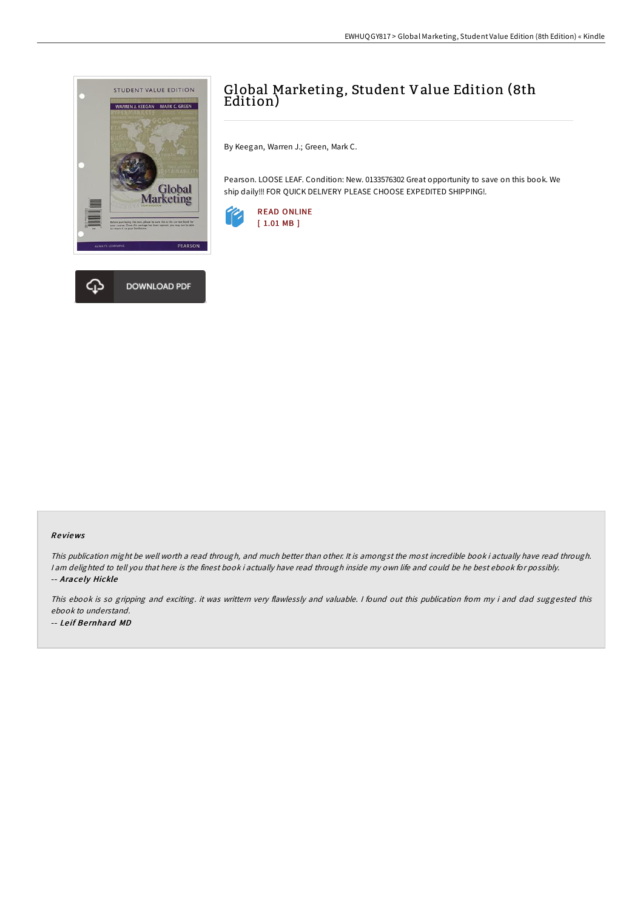# Global Marketing, Student Value Edition (8th Edition)

By Keegan, Warren J.; Green, Mark C.

Pearson. LOOSE LEAF. Condition: New. 0133576302 Great opportunity to save on this book. We ship daily!!! FOR QUICK DELIVERY PLEASE CHOOSE EXPEDITED SHIPPING!.

READ ONLINE
[ 1.01 MB ]

DOWNLOAD PDF

### Reviews

*This publication might be well worth a read through, and much better than other. It is amongst the most incredible book i actually have read through. I am delighted to tell you that here is the finest book i actually have read through inside my own life and could be he best ebook for possibly.*
-- ***Aracely Hickle***

*This ebook is so gripping and exciting. it was writtern very flawlessly and valuable. I found out this publication from my i and dad suggested this ebook to understand.*
-- ***Leif Bernhard MD***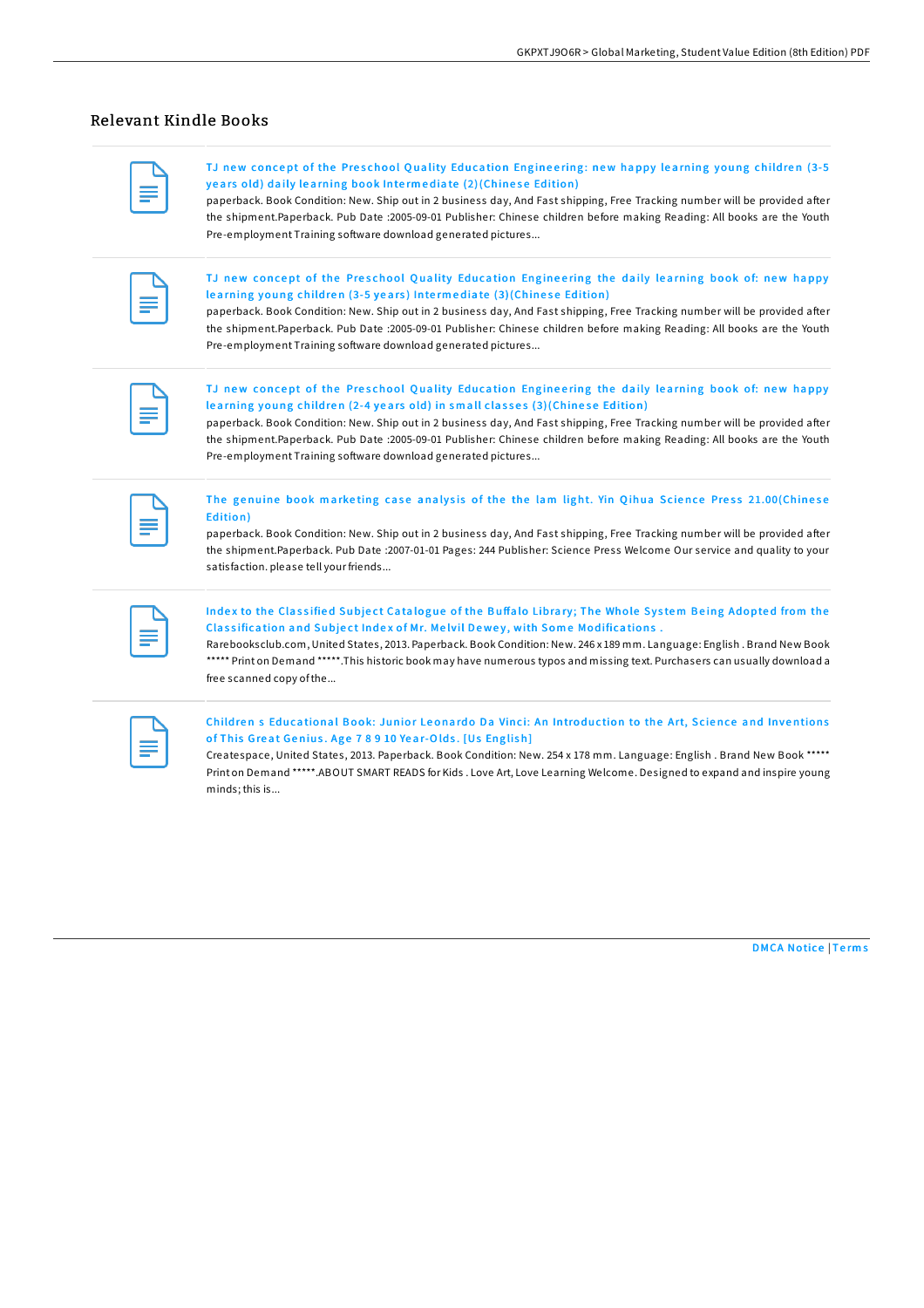## Relevant Kindle Books

**TJ new concept of the Preschool Quality Education Engineering: new happy learning young children (3-5 years old) daily learning book Intermediate (2)(Chinese Edition)**

paperback. Book Condition: New. Ship out in 2 business day, And Fast shipping, Free Tracking number will be provided after the shipment.Paperback. Pub Date :2005-09-01 Publisher: Chinese children before making Reading: All books are the Youth Pre-employment Training software download generated pictures...

**TJ new concept of the Preschool Quality Education Engineering the daily learning book of: new happy learning young children (3-5 years) Intermediate (3)(Chinese Edition)**

paperback. Book Condition: New. Ship out in 2 business day, And Fast shipping, Free Tracking number will be provided after the shipment.Paperback. Pub Date :2005-09-01 Publisher: Chinese children before making Reading: All books are the Youth Pre-employment Training software download generated pictures...

**TJ new concept of the Preschool Quality Education Engineering the daily learning book of: new happy learning young children (2-4 years old) in small classes (3)(Chinese Edition)**

paperback. Book Condition: New. Ship out in 2 business day, And Fast shipping, Free Tracking number will be provided after the shipment.Paperback. Pub Date :2005-09-01 Publisher: Chinese children before making Reading: All books are the Youth Pre-employment Training software download generated pictures...

**The genuine book marketing case analysis of the the lam light. Yin Qihua Science Press 21.00(Chinese Edition)**

paperback. Book Condition: New. Ship out in 2 business day, And Fast shipping, Free Tracking number will be provided after the shipment.Paperback. Pub Date :2007-01-01 Pages: 244 Publisher: Science Press Welcome Our service and quality to your satisfaction. please tell your friends...

**Index to the Classified Subject Catalogue of the Buffalo Library; The Whole System Being Adopted from the Classification and Subject Index of Mr. Melvil Dewey, with Some Modifications .**

Rarebooksclub.com, United States, 2013. Paperback. Book Condition: New. 246 x 189 mm. Language: English . Brand New Book ***** Print on Demand *****.This historic book may have numerous typos and missing text. Purchasers can usually download a free scanned copy of the...

**Children s Educational Book: Junior Leonardo Da Vinci: An Introduction to the Art, Science and Inventions of This Great Genius. Age 7 8 9 10 Year-Olds. [Us English]**

Createspace, United States, 2013. Paperback. Book Condition: New. 254 x 178 mm. Language: English . Brand New Book ***** Print on Demand *****.ABOUT SMART READS for Kids . Love Art, Love Learning Welcome. Designed to expand and inspire young minds; this is...